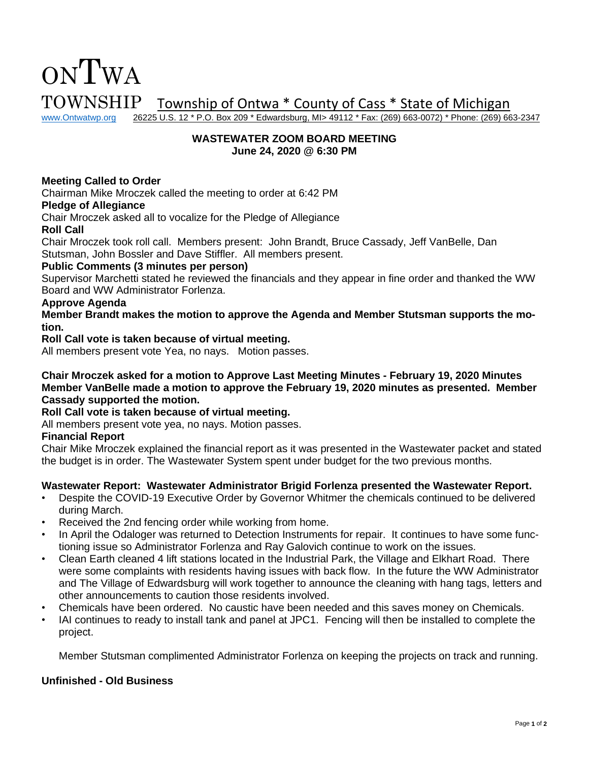# ONTWA TOWNSHIP

Township of Ontwa * County of Cass * State of Michigan

www.Ontwatwp.org 26225 U.S. 12 * P.O. Box 209 * Edwardsburg, MI> 49112 * Fax: (269) 663-0072) * Phone: (269) 663-2347

**WASTEWATER ZOOM BOARD MEETING**
**June 24, 2020 @ 6:30 PM**

**Meeting Called to Order**

Chairman Mike Mroczek called the meeting to order at 6:42 PM

**Pledge of Allegiance**

Chair Mroczek asked all to vocalize for the Pledge of Allegiance

**Roll Call**

Chair Mroczek took roll call. Members present: John Brandt, Bruce Cassady, Jeff VanBelle, Dan Stutsman, John Bossler and Dave Stiffler. All members present.

**Public Comments (3 minutes per person)**

Supervisor Marchetti stated he reviewed the financials and they appear in fine order and thanked the WW Board and WW Administrator Forlenza.

**Approve Agenda**

**Member Brandt makes the motion to approve the Agenda and Member Stutsman supports the motion.**

**Roll Call vote is taken because of virtual meeting.**

All members present vote Yea, no nays. Motion passes.

**Chair Mroczek asked for a motion to Approve Last Meeting Minutes - February 19, 2020 Minutes**
**Member VanBelle made a motion to approve the February 19, 2020 minutes as presented. Member Cassady supported the motion.**

**Roll Call vote is taken because of virtual meeting.**

All members present vote yea, no nays. Motion passes.

**Financial Report**

Chair Mike Mroczek explained the financial report as it was presented in the Wastewater packet and stated the budget is in order. The Wastewater System spent under budget for the two previous months.

**Wastewater Report: Wastewater Administrator Brigid Forlenza presented the Wastewater Report.**

- Despite the COVID-19 Executive Order by Governor Whitmer the chemicals continued to be delivered during March.
- Received the 2nd fencing order while working from home.
- In April the Odaloger was returned to Detection Instruments for repair. It continues to have some functioning issue so Administrator Forlenza and Ray Galovich continue to work on the issues.
- Clean Earth cleaned 4 lift stations located in the Industrial Park, the Village and Elkhart Road. There were some complaints with residents having issues with back flow. In the future the WW Administrator and The Village of Edwardsburg will work together to announce the cleaning with hang tags, letters and other announcements to caution those residents involved.
- Chemicals have been ordered. No caustic have been needed and this saves money on Chemicals.
- IAI continues to ready to install tank and panel at JPC1. Fencing will then be installed to complete the project.

Member Stutsman complimented Administrator Forlenza on keeping the projects on track and running.

**Unfinished - Old Business**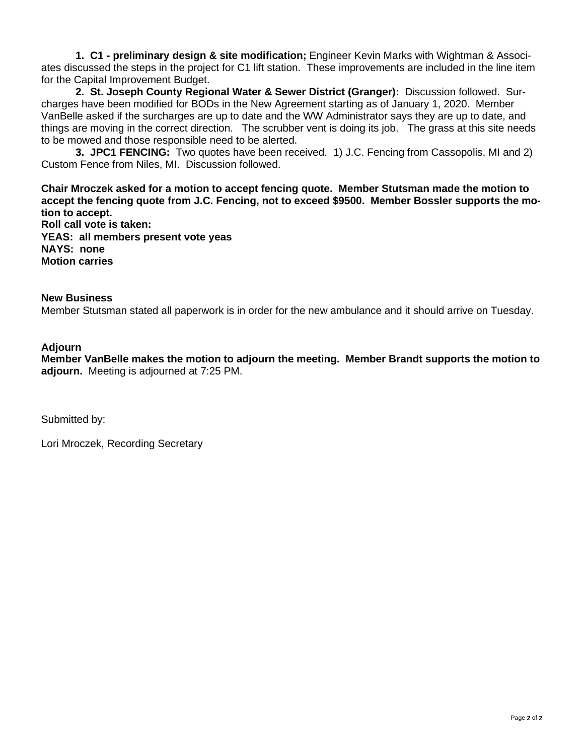**1. C1 - preliminary design & site modification;** Engineer Kevin Marks with Wightman & Associates discussed the steps in the project for C1 lift station. These improvements are included in the line item for the Capital Improvement Budget.

**2. St. Joseph County Regional Water & Sewer District (Granger):** Discussion followed. Surcharges have been modified for BODs in the New Agreement starting as of January 1, 2020. Member VanBelle asked if the surcharges are up to date and the WW Administrator says they are up to date, and things are moving in the correct direction. The scrubber vent is doing its job. The grass at this site needs to be mowed and those responsible need to be alerted.

**3. JPC1 FENCING:** Two quotes have been received. 1) J.C. Fencing from Cassopolis, MI and 2) Custom Fence from Niles, MI. Discussion followed.

**Chair Mroczek asked for a motion to accept fencing quote. Member Stutsman made the motion to accept the fencing quote from J.C. Fencing, not to exceed $9500. Member Bossler supports the motion to accept.**
**Roll call vote is taken:**
**YEAS: all members present vote yeas**
**NAYS: none**
**Motion carries**

**New Business**

Member Stutsman stated all paperwork is in order for the new ambulance and it should arrive on Tuesday.

**Adjourn**

**Member VanBelle makes the motion to adjourn the meeting. Member Brandt supports the motion to adjourn.** Meeting is adjourned at 7:25 PM.

Submitted by:

Lori Mroczek, Recording Secretary